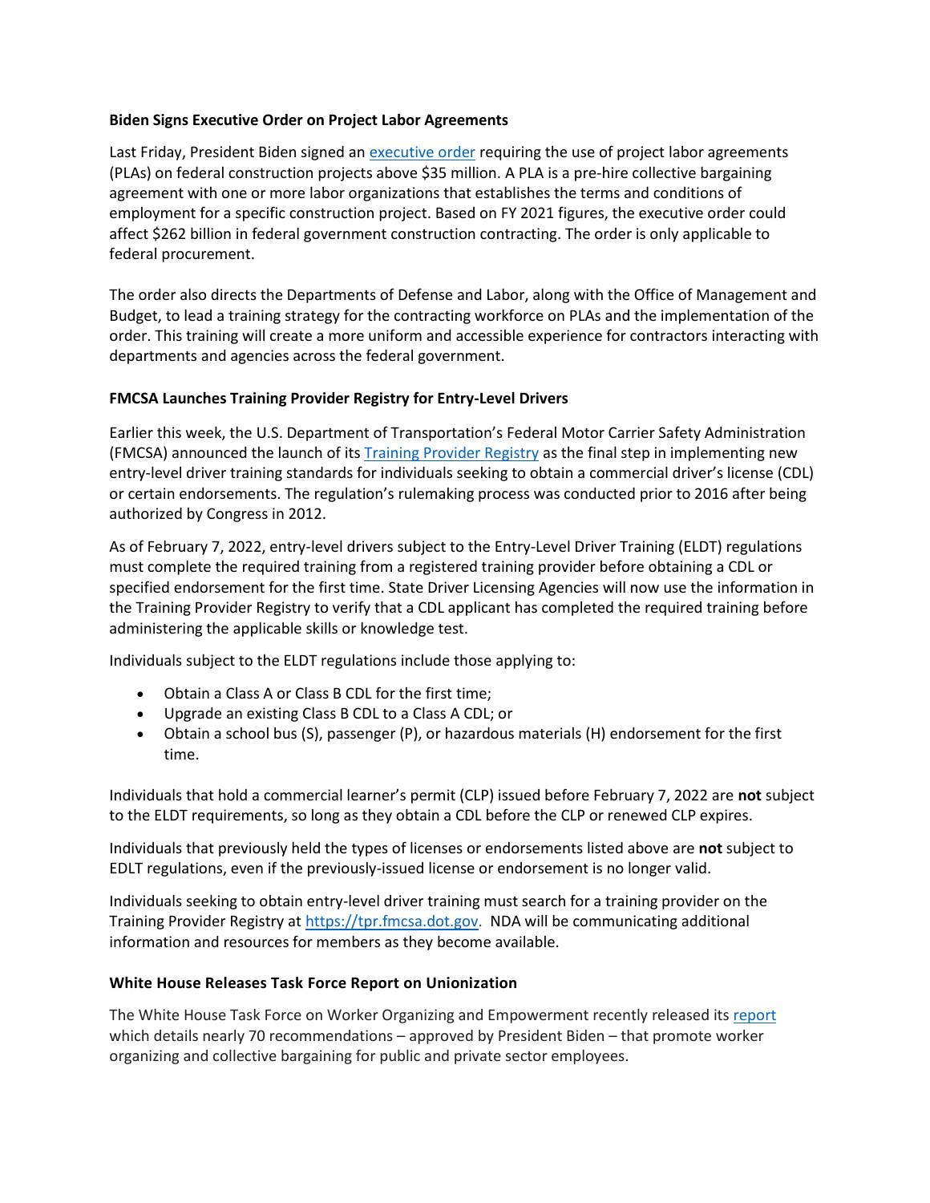**Biden Signs Executive Order on Project Labor Agreements**

Last Friday, President Biden signed an [executive order](#) requiring the use of project labor agreements (PLAs) on federal construction projects above $35 million. A PLA is a pre-hire collective bargaining agreement with one or more labor organizations that establishes the terms and conditions of employment for a specific construction project. Based on FY 2021 figures, the executive order could affect $262 billion in federal government construction contracting. The order is only applicable to federal procurement.

The order also directs the Departments of Defense and Labor, along with the Office of Management and Budget, to lead a training strategy for the contracting workforce on PLAs and the implementation of the order. This training will create a more uniform and accessible experience for contractors interacting with departments and agencies across the federal government.

**FMCSA Launches Training Provider Registry for Entry-Level Drivers**

Earlier this week, the U.S. Department of Transportation's Federal Motor Carrier Safety Administration (FMCSA) announced the launch of its [Training Provider Registry](#) as the final step in implementing new entry-level driver training standards for individuals seeking to obtain a commercial driver's license (CDL) or certain endorsements. The regulation's rulemaking process was conducted prior to 2016 after being authorized by Congress in 2012.

As of February 7, 2022, entry-level drivers subject to the Entry-Level Driver Training (ELDT) regulations must complete the required training from a registered training provider before obtaining a CDL or specified endorsement for the first time. State Driver Licensing Agencies will now use the information in the Training Provider Registry to verify that a CDL applicant has completed the required training before administering the applicable skills or knowledge test.

Individuals subject to the ELDT regulations include those applying to:

- Obtain a Class A or Class B CDL for the first time;
- Upgrade an existing Class B CDL to a Class A CDL; or
- Obtain a school bus (S), passenger (P), or hazardous materials (H) endorsement for the first time.

Individuals that hold a commercial learner's permit (CLP) issued before February 7, 2022 are **not** subject to the ELDT requirements, so long as they obtain a CDL before the CLP or renewed CLP expires.

Individuals that previously held the types of licenses or endorsements listed above are **not** subject to EDLT regulations, even if the previously-issued license or endorsement is no longer valid.

Individuals seeking to obtain entry-level driver training must search for a training provider on the Training Provider Registry at [https://tpr.fmcsa.dot.gov](https://tpr.fmcsa.dot.gov). NDA will be communicating additional information and resources for members as they become available.

**White House Releases Task Force Report on Unionization**

The White House Task Force on Worker Organizing and Empowerment recently released its [report](#) which details nearly 70 recommendations – approved by President Biden – that promote worker organizing and collective bargaining for public and private sector employees.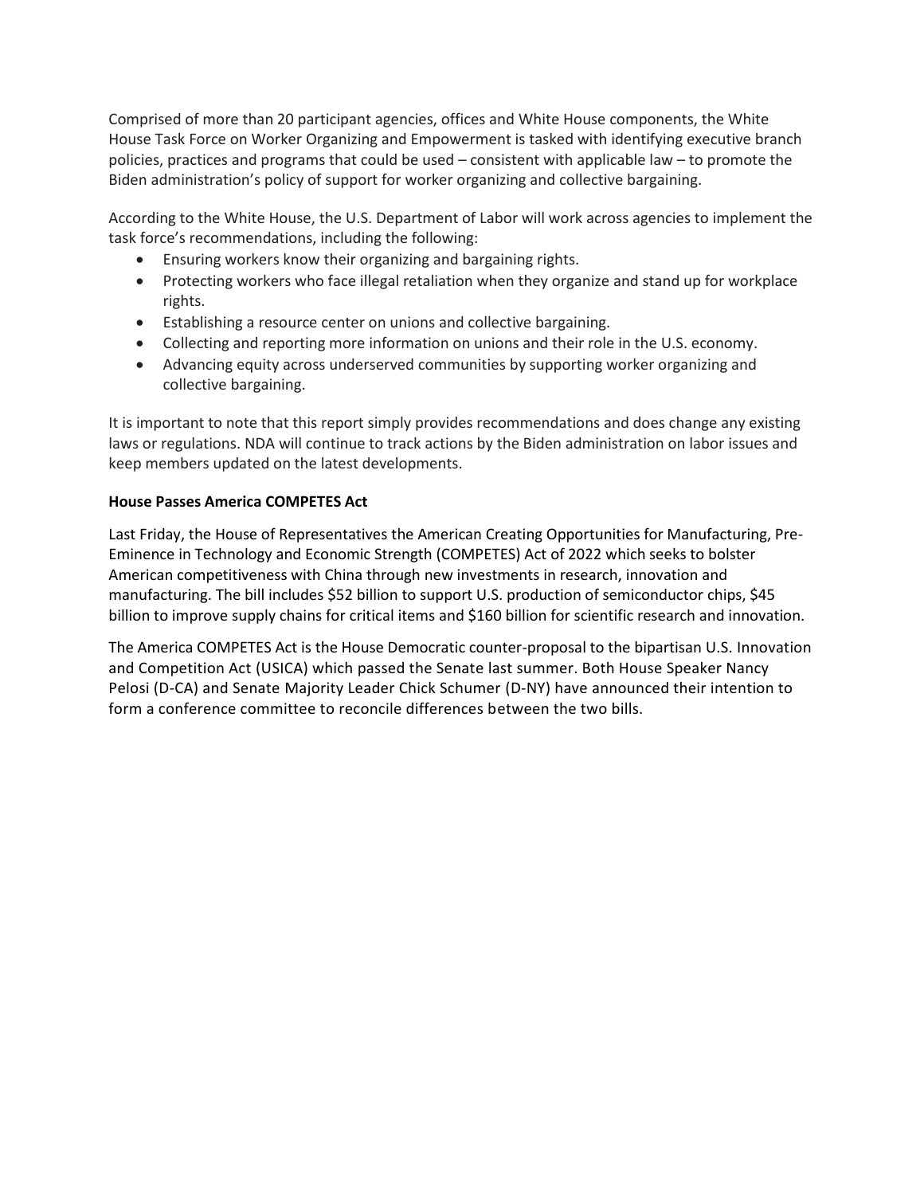Comprised of more than 20 participant agencies, offices and White House components, the White House Task Force on Worker Organizing and Empowerment is tasked with identifying executive branch policies, practices and programs that could be used – consistent with applicable law – to promote the Biden administration's policy of support for worker organizing and collective bargaining.

According to the White House, the U.S. Department of Labor will work across agencies to implement the task force's recommendations, including the following:

- Ensuring workers know their organizing and bargaining rights.
- Protecting workers who face illegal retaliation when they organize and stand up for workplace rights.
- Establishing a resource center on unions and collective bargaining.
- Collecting and reporting more information on unions and their role in the U.S. economy.
- Advancing equity across underserved communities by supporting worker organizing and collective bargaining.

It is important to note that this report simply provides recommendations and does change any existing laws or regulations. NDA will continue to track actions by the Biden administration on labor issues and keep members updated on the latest developments.

**House Passes America COMPETES Act**

Last Friday, the House of Representatives the American Creating Opportunities for Manufacturing, Pre-Eminence in Technology and Economic Strength (COMPETES) Act of 2022 which seeks to bolster American competitiveness with China through new investments in research, innovation and manufacturing. The bill includes $52 billion to support U.S. production of semiconductor chips, $45 billion to improve supply chains for critical items and $160 billion for scientific research and innovation.

The America COMPETES Act is the House Democratic counter-proposal to the bipartisan U.S. Innovation and Competition Act (USICA) which passed the Senate last summer. Both House Speaker Nancy Pelosi (D-CA) and Senate Majority Leader Chick Schumer (D-NY) have announced their intention to form a conference committee to reconcile differences between the two bills.